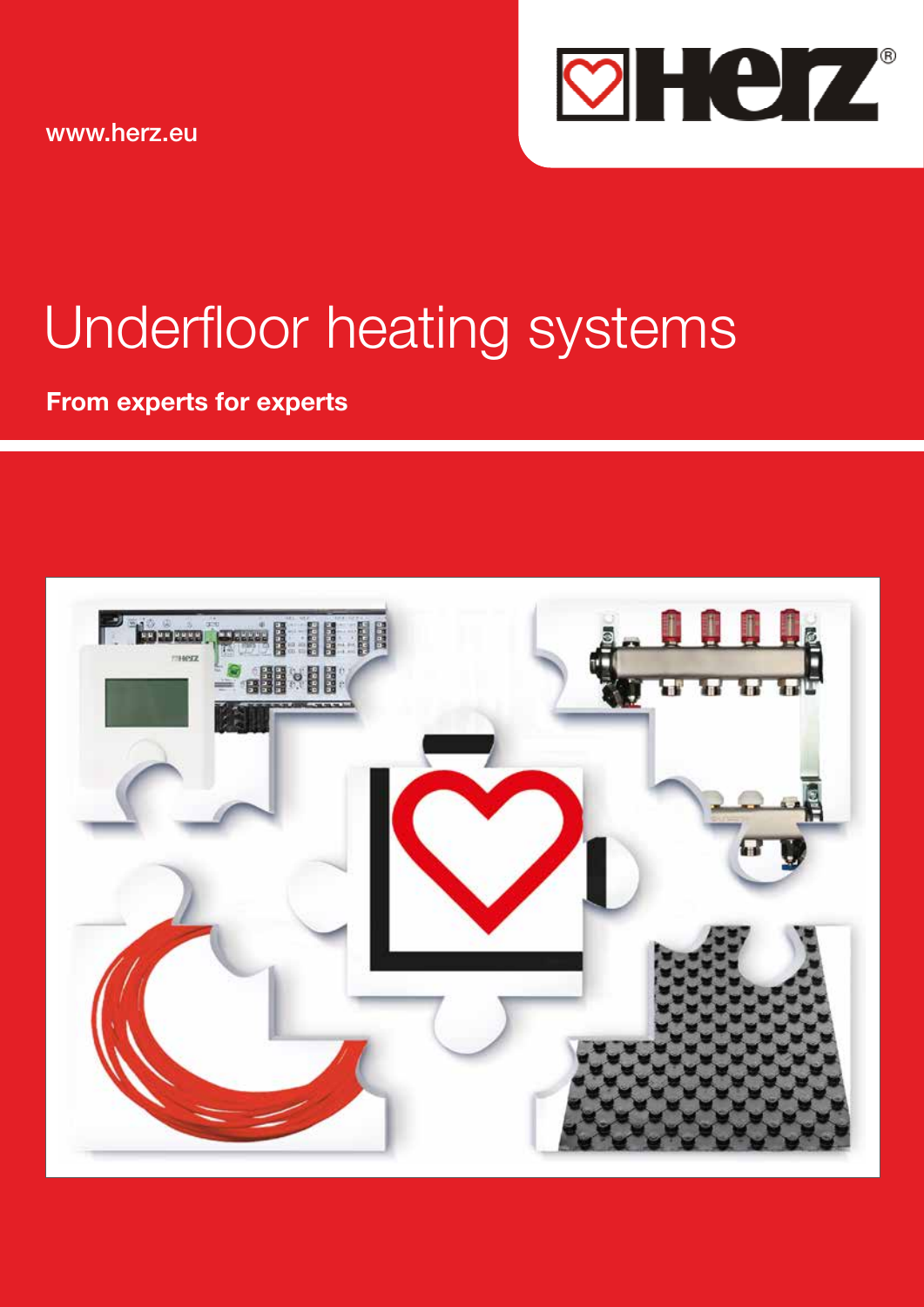www.herz.eu

# Underfloor heating systems

**From experts for experts**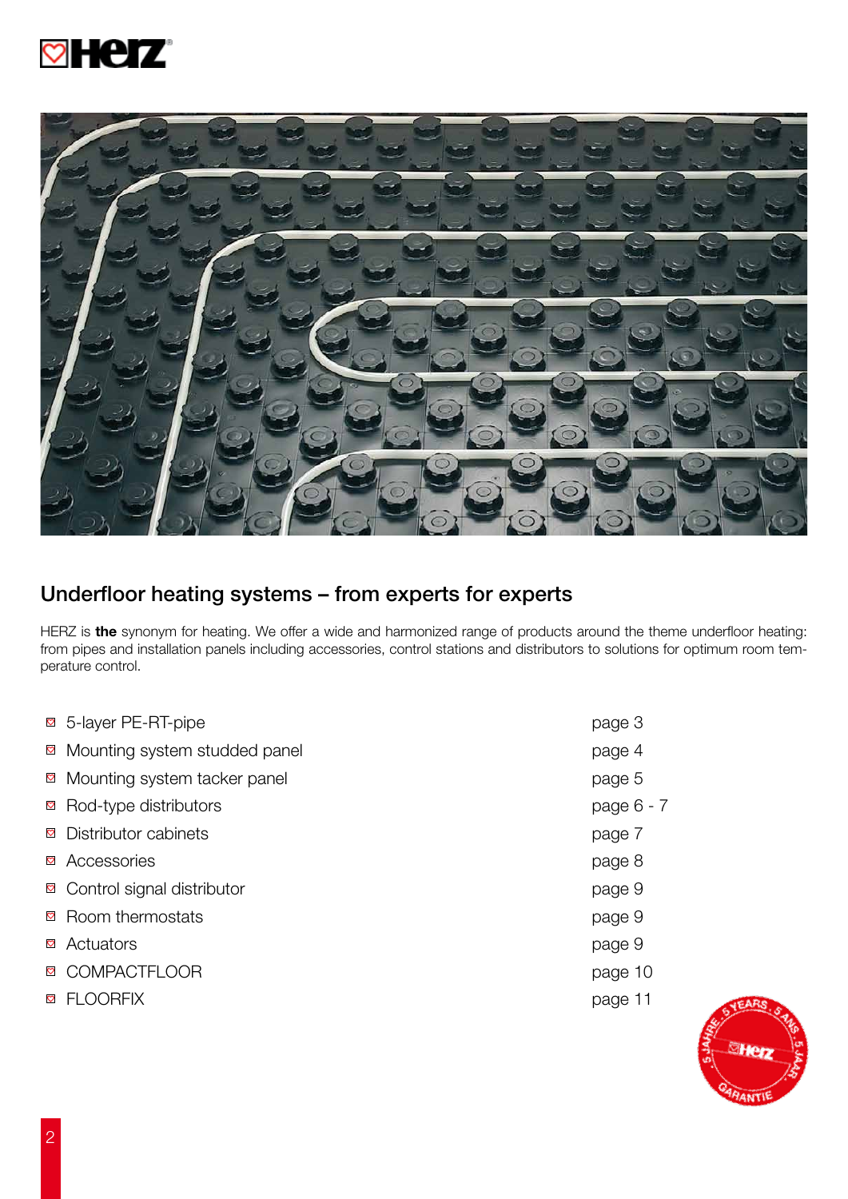## Underfloor heating systems – from experts for experts

HERZ is **the** synonym for heating. We offer a wide and harmonized range of products around the theme underfloor heating: from pipes and installation panels including accessories, control stations and distributors to solutions for optimum room temperature control.

| | |
|---|---|
| 5-layer PE-RT-pipe | page 3 |
| Mounting system studded panel | page 4 |
| Mounting system tacker panel | page 5 |
| Rod-type distributors | page 6 - 7 |
| Distributor cabinets | page 7 |
| Accessories | page 8 |
| Control signal distributor | page 9 |
| Room thermostats | page 9 |
| Actuators | page 9 |
| COMPACTFLOOR | page 10 |
| FLOORFIX | page 11 |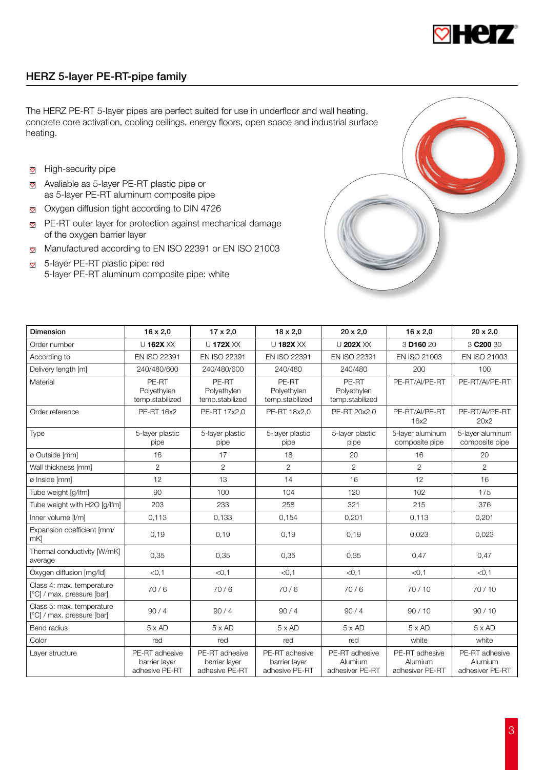## HERZ 5-layer PE-RT-pipe family

The HERZ PE-RT 5-layer pipes are perfect suited for use in underfloor and wall heating, concrete core activation, cooling ceilings, energy floors, open space and industrial surface heating.

- High-security pipe
- Avaliable as 5-layer PE-RT plastic pipe or as 5-layer PE-RT aluminum composite pipe
- Oxygen diffusion tight according to DIN 4726
- PE-RT outer layer for protection against mechanical damage of the oxygen barrier layer
- Manufactured according to EN ISO 22391 or EN ISO 21003
- 5-layer PE-RT plastic pipe: red
  5-layer PE-RT aluminum composite pipe: white

| Dimension | 16 x 2,0 | 17 x 2,0 | 18 x 2,0 | 20 x 2,0 | 16 x 2,0 | 20 x 2,0 |
|---|---|---|---|---|---|---|
| Order number | U **162X** XX | U **172X** XX | U **182X** XX | U **202X** XX | 3 **D160** 20 | 3 **C200** 30 |
| According to | EN ISO 22391 | EN ISO 22391 | EN ISO 22391 | EN ISO 22391 | EN ISO 21003 | EN ISO 21003 |
| Delivery length [m] | 240/480/600 | 240/480/600 | 240/480 | 240/480 | 200 | 100 |
| Material | PE-RT Polyethylen temp.stabilized | PE-RT Polyethylen temp.stabilized | PE-RT Polyethylen temp.stabilized | PE-RT Polyethylen temp.stabilized | PE-RT/Al/PE-RT | PE-RT/Al/PE-RT |
| Order reference | PE-RT 16x2 | PE-RT 17x2,0 | PE-RT 18x2,0 | PE-RT 20x2,0 | PE-RT/Al/PE-RT 16x2 | PE-RT/Al/PE-RT 20x2 |
| Type | 5-layer plastic pipe | 5-layer plastic pipe | 5-layer plastic pipe | 5-layer plastic pipe | 5-layer aluminum composite pipe | 5-layer aluminum composite pipe |
| ø Outside [mm] | 16 | 17 | 18 | 20 | 16 | 20 |
| Wall thickness [mm] | 2 | 2 | 2 | 2 | 2 | 2 |
| ø Inside [mm] | 12 | 13 | 14 | 16 | 12 | 16 |
| Tube weight [g/lfm] | 90 | 100 | 104 | 120 | 102 | 175 |
| Tube weight with H2O [g/lfm] | 203 | 233 | 258 | 321 | 215 | 376 |
| Inner volume [l/m] | 0,113 | 0,133 | 0,154 | 0,201 | 0,113 | 0,201 |
| Expansion coefficient [mm/mK] | 0,19 | 0,19 | 0,19 | 0,19 | 0,023 | 0,023 |
| Thermal conductivity [W/mK] average | 0,35 | 0,35 | 0,35 | 0,35 | 0,47 | 0,47 |
| Oxygen diffusion [mg/ld] | <0,1 | <0,1 | <0,1 | <0,1 | <0,1 | <0,1 |
| Class 4: max. temperature [°C] / max. pressure [bar] | 70 / 6 | 70 / 6 | 70 / 6 | 70 / 6 | 70 / 10 | 70 / 10 |
| Class 5: max. temperature [°C] / max. pressure [bar] | 90 / 4 | 90 / 4 | 90 / 4 | 90 / 4 | 90 / 10 | 90 / 10 |
| Bend radius | 5 x AD | 5 x AD | 5 x AD | 5 x AD | 5 x AD | 5 x AD |
| Color | red | red | red | red | white | white |
| Layer structure | PE-RT adhesive barrier layer adhesive PE-RT | PE-RT adhesive barrier layer adhesive PE-RT | PE-RT adhesive barrier layer adhesive PE-RT | PE-RT adhesive Alumium adhesiver PE-RT | PE-RT adhesive Alumium adhesiver PE-RT | PE-RT adhesive Alumium adhesiver PE-RT |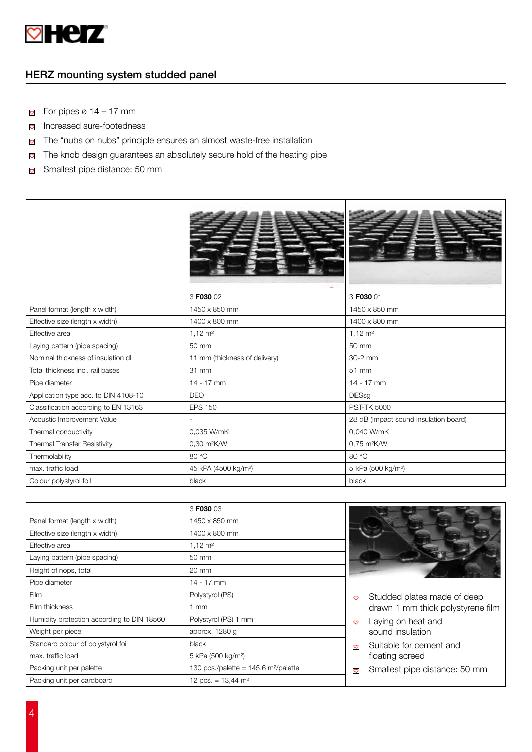## HERZ mounting system studded panel

- For pipes ø 14 – 17 mm
- Increased sure-footedness
- The "nubs on nubs" principle ensures an almost waste-free installation
- The knob design guarantees an absolutely secure hold of the heating pipe
- Smallest pipe distance: 50 mm

| | 3 **F030** 02 | 3 **F030** 01 |
|---|---|---|
| Panel format (length x width) | 1450 x 850 mm | 1450 x 850 mm |
| Effective size (length x width) | 1400 x 800 mm | 1400 x 800 mm |
| Effective area | 1,12 m² | 1,12 m² |
| Laying pattern (pipe spacing) | 50 mm | 50 mm |
| Nominal thickness of insulation dL | 11 mm (thickness of delivery) | 30-2 mm |
| Total thickness incl. rail bases | 31 mm | 51 mm |
| Pipe diameter | 14 - 17 mm | 14 - 17 mm |
| Application type acc. to DIN 4108-10 | DEO | DESsg |
| Classification according to EN 13163 | EPS 150 | PST-TK 5000 |
| Acoustic Improvement Value | - | 28 dB (Impact sound insulation board) |
| Thermal conductivity | 0,035 W/mK | 0,040 W/mK |
| Thermal Transfer Resistivity | 0,30 m²K/W | 0,75 m²K/W |
| Thermolability | 80 °C | 80 °C |
| max. traffic load | 45 kPA (4500 kg/m²) | 5 kPa (500 kg/m²) |
| Colour polystyrol foil | black | black |

| | 3 **F030** 03 |
|---|---|
| Panel format (length x width) | 1450 x 850 mm |
| Effective size (length x width) | 1400 x 800 mm |
| Effective area | 1,12 m² |
| Laying pattern (pipe spacing) | 50 mm |
| Height of nops, total | 20 mm |
| Pipe diameter | 14 - 17 mm |
| Film | Polystyrol (PS) |
| Film thickness | 1 mm |
| Humidity protection according to DIN 18560 | Polystyrol (PS) 1 mm |
| Weight per piece | approx. 1280 g |
| Standard colour of polystyrol foil | black |
| max. traffic load | 5 kPa (500 kg/m²) |
| Packing unit per palette | 130 pcs./palette = 145,6 m²/palette |
| Packing unit per cardboard | 12 pcs. = 13,44 m² |

- Studded plates made of deep drawn 1 mm thick polystyrene film
- Laying on heat and sound insulation
- Suitable for cement and floating screed
- Smallest pipe distance: 50 mm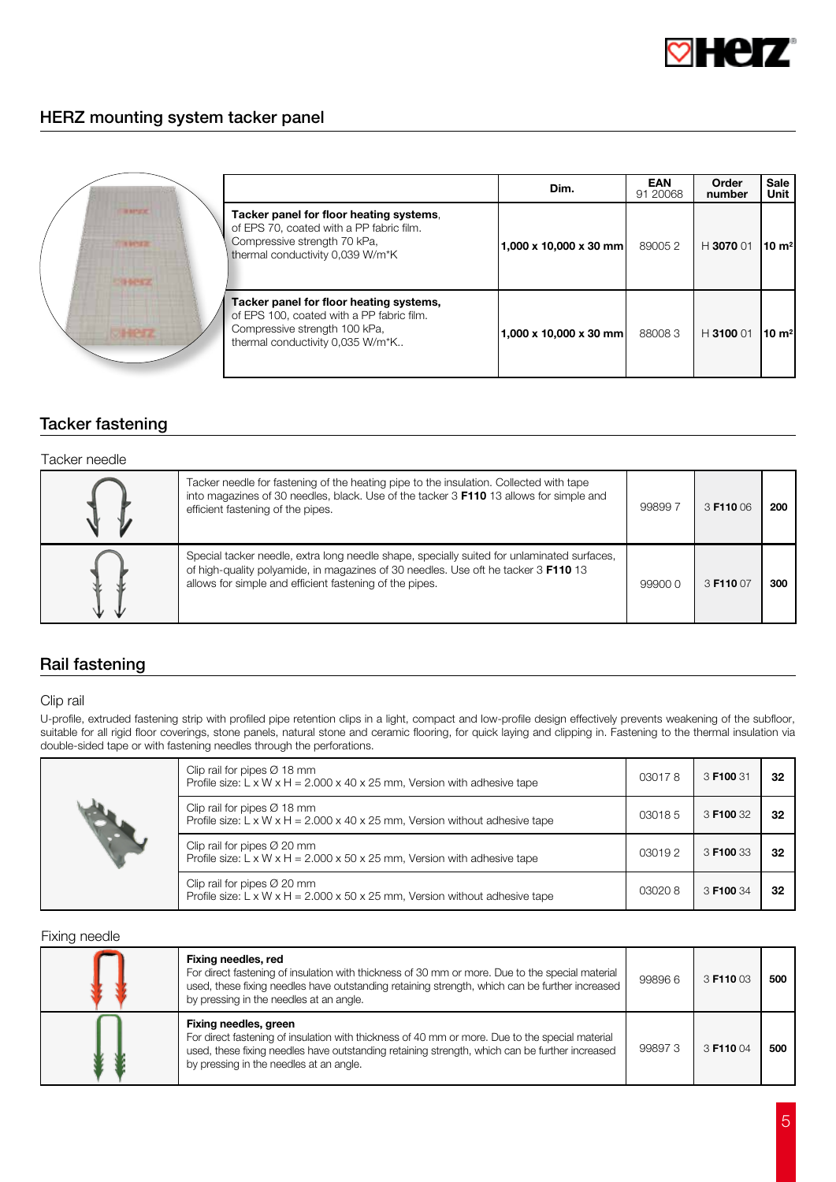## HERZ mounting system tacker panel

| | Dim. | EAN 91 20068 | Order number | Sale Unit |
|---|---|---|---|---|
| **Tacker panel for floor heating systems**, of EPS 70, coated with a PP fabric film. Compressive strength 70 kPa, thermal conductivity 0,039 W/m*K | **1,000 x 10,000 x 30 mm** | 89005 2 | H **3070** 01 | **10 m²** |
| **Tacker panel for floor heating systems,** of EPS 100, coated with a PP fabric film. Compressive strength 100 kPa, thermal conductivity 0,035 W/m*K.. | **1,000 x 10,000 x 30 mm** | 88008 3 | H **3100** 01 | **10 m²** |

## Tacker fastening

### Tacker needle

| | | | |
|---|---|---|---|
| Tacker needle for fastening of the heating pipe to the insulation. Collected with tape into magazines of 30 needles, black. Use of the tacker 3 **F110** 13 allows for simple and efficient fastening of the pipes. | 99899 7 | 3 **F110** 06 | **200** |
| Special tacker needle, extra long needle shape, specially suited for unlaminated surfaces, of high-quality polyamide, in magazines of 30 needles. Use oft he tacker 3 **F110** 13 allows for simple and efficient fastening of the pipes. | 99900 0 | 3 **F110** 07 | **300** |

## Rail fastening

### Clip rail

U-profile, extruded fastening strip with profiled pipe retention clips in a light, compact and low-profile design effectively prevents weakening of the subfloor, suitable for all rigid floor coverings, stone panels, natural stone and ceramic flooring, for quick laying and clipping in. Fastening to the thermal insulation via double-sided tape or with fastening needles through the perforations.

| | | | |
|---|---|---|---|
| Clip rail for pipes Ø 18 mm<br>Profile size: L x W x H = 2.000 x 40 x 25 mm, Version with adhesive tape | 03017 8 | 3 **F100** 31 | **32** |
| Clip rail for pipes Ø 18 mm<br>Profile size: L x W x H = 2.000 x 40 x 25 mm, Version without adhesive tape | 03018 5 | 3 **F100** 32 | **32** |
| Clip rail for pipes Ø 20 mm<br>Profile size: L x W x H = 2.000 x 50 x 25 mm, Version with adhesive tape | 03019 2 | 3 **F100** 33 | **32** |
| Clip rail for pipes Ø 20 mm<br>Profile size: L x W x H = 2.000 x 50 x 25 mm, Version without adhesive tape | 03020 8 | 3 **F100** 34 | **32** |

### Fixing needle

| | | | |
|---|---|---|---|
| **Fixing needles, red**<br>For direct fastening of insulation with thickness of 30 mm or more. Due to the special material used, these fixing needles have outstanding retaining strength, which can be further increased by pressing in the needles at an angle. | 99896 6 | 3 **F110** 03 | **500** |
| **Fixing needles, green**<br>For direct fastening of insulation with thickness of 40 mm or more. Due to the special material used, these fixing needles have outstanding retaining strength, which can be further increased by pressing in the needles at an angle. | 99897 3 | 3 **F110** 04 | **500** |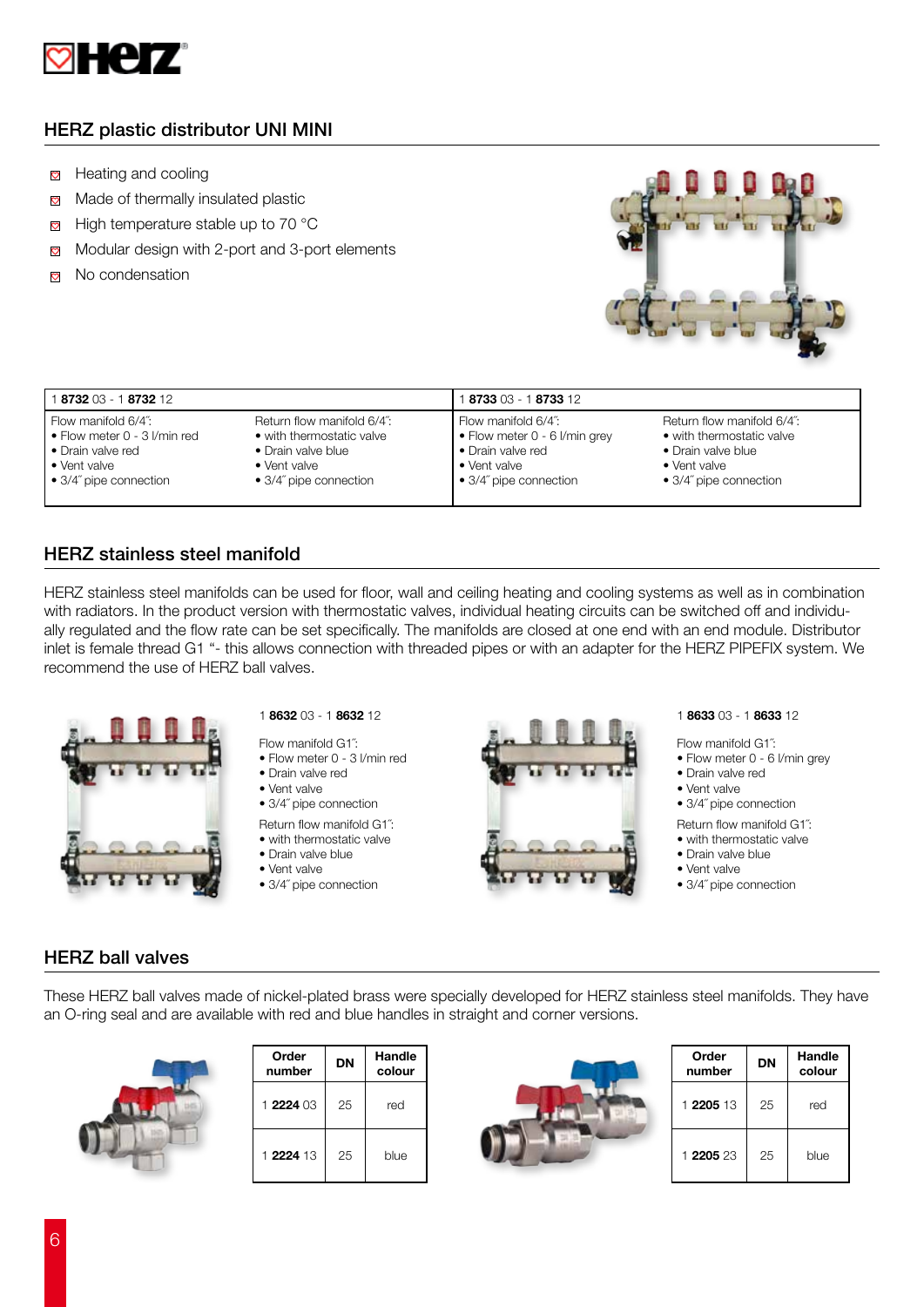## HERZ plastic distributor UNI MINI

- Heating and cooling
- Made of thermally insulated plastic
- High temperature stable up to 70 °C
- Modular design with 2-port and 3-port elements
- No condensation

| 1 **8732** 03 - 1 **8732** 12 | | 1 **8733** 03 - 1 **8733** 12 | |
|---|---|---|---|
| Flow manifold 6/4˝:<br>• Flow meter 0 - 3 l/min red<br>• Drain valve red<br>• Vent valve<br>• 3/4˝ pipe connection | Return flow manifold 6/4˝:<br>• with thermostatic valve<br>• Drain valve blue<br>• Vent valve<br>• 3/4˝ pipe connection | Flow manifold 6/4˝:<br>• Flow meter 0 - 6 l/min grey<br>• Drain valve red<br>• Vent valve<br>• 3/4˝ pipe connection | Return flow manifold 6/4˝:<br>• with thermostatic valve<br>• Drain valve blue<br>• Vent valve<br>• 3/4˝ pipe connection |

## HERZ stainless steel manifold

HERZ stainless steel manifolds can be used for floor, wall and ceiling heating and cooling systems as well as in combination with radiators. In the product version with thermostatic valves, individual heating circuits can be switched off and individually regulated and the flow rate can be set specifically. The manifolds are closed at one end with an end module. Distributor inlet is female thread G1 "- this allows connection with threaded pipes or with an adapter for the HERZ PIPEFIX system. We recommend the use of HERZ ball valves.

1 **8632** 03 - 1 **8632** 12

Flow manifold G1˝:
- Flow meter 0 - 3 l/min red
- Drain valve red
- Vent valve
- 3/4˝ pipe connection

Return flow manifold G1˝:
- with thermostatic valve
- Drain valve blue
- Vent valve
- 3/4˝ pipe connection

1 **8633** 03 - 1 **8633** 12

Flow manifold G1˝:
- Flow meter 0 - 6 l/min grey
- Drain valve red
- Vent valve
- 3/4˝ pipe connection

Return flow manifold G1˝:
- with thermostatic valve
- Drain valve blue
- Vent valve
- 3/4˝ pipe connection

## HERZ ball valves

These HERZ ball valves made of nickel-plated brass were specially developed for HERZ stainless steel manifolds. They have an O-ring seal and are available with red and blue handles in straight and corner versions.

| Order number | DN | Handle colour |
|---|---|---|
| 1 **2224** 03 | 25 | red |
| 1 **2224** 13 | 25 | blue |

| Order number | DN | Handle colour |
|---|---|---|
| 1 **2205** 13 | 25 | red |
| 1 **2205** 23 | 25 | blue |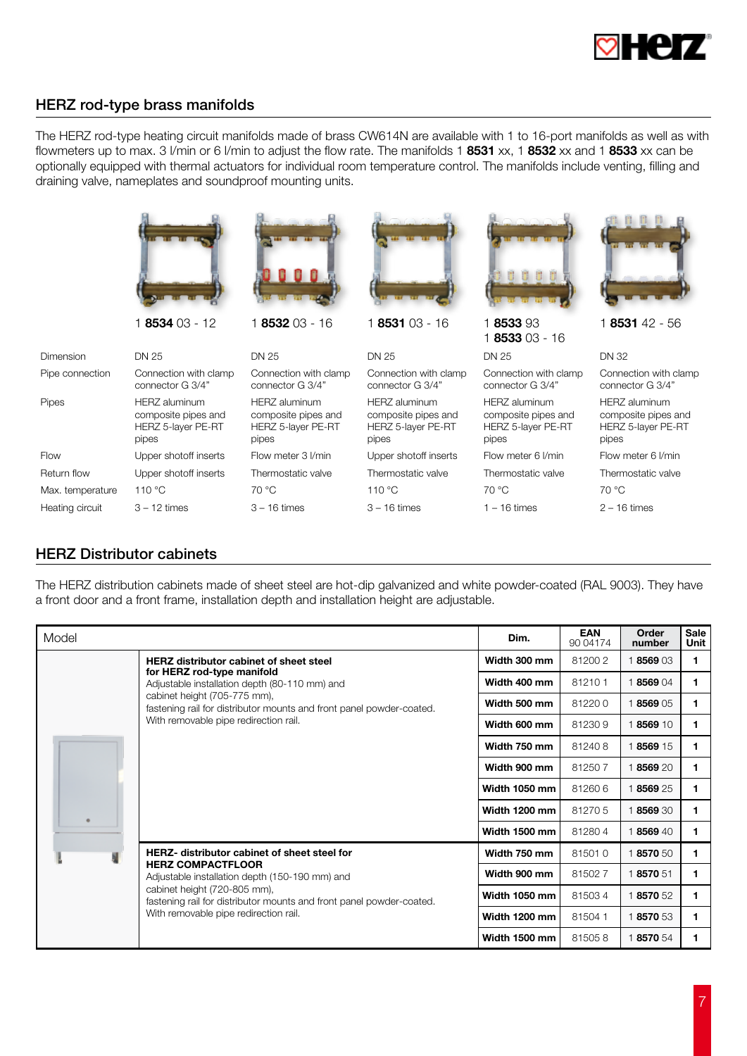## HERZ rod-type brass manifolds

The HERZ rod-type heating circuit manifolds made of brass CW614N are available with 1 to 16-port manifolds as well as with flowmeters up to max. 3 l/min or 6 l/min to adjust the flow rate. The manifolds 1 **8531** xx, 1 **8532** xx and 1 **8533** xx can be optionally equipped with thermal actuators for individual room temperature control. The manifolds include venting, filling and draining valve, nameplates and soundproof mounting units.

| | 1 **8534** 03 - 12 | 1 **8532** 03 - 16 | 1 **8531** 03 - 16 | 1 **8533** 93<br>1 **8533** 03 - 16 | 1 **8531** 42 - 56 |
|---|---|---|---|---|---|
| Dimension | DN 25 | DN 25 | DN 25 | DN 25 | DN 32 |
| Pipe connection | Connection with clamp connector G 3/4" | Connection with clamp connector G 3/4" | Connection with clamp connector G 3/4" | Connection with clamp connector G 3/4" | Connection with clamp connector G 3/4" |
| Pipes | HERZ aluminum composite pipes and HERZ 5-layer PE-RT pipes | HERZ aluminum composite pipes and HERZ 5-layer PE-RT pipes | HERZ aluminum composite pipes and HERZ 5-layer PE-RT pipes | HERZ aluminum composite pipes and HERZ 5-layer PE-RT pipes | HERZ aluminum composite pipes and HERZ 5-layer PE-RT pipes |
| Flow | Upper shotoff inserts | Flow meter 3 l/min | Upper shotoff inserts | Flow meter 6 l/min | Flow meter 6 l/min |
| Return flow | Upper shotoff inserts | Thermostatic valve | Thermostatic valve | Thermostatic valve | Thermostatic valve |
| Max. temperature | 110 °C | 70 °C | 110 °C | 70 °C | 70 °C |
| Heating circuit | 3 – 12 times | 3 – 16 times | 3 – 16 times | 1 – 16 times | 2 – 16 times |

## HERZ Distributor cabinets

The HERZ distribution cabinets made of sheet steel are hot-dip galvanized and white powder-coated (RAL 9003). They have a front door and a front frame, installation depth and installation height are adjustable.

| Model | | Dim. | EAN 90 04174 | Order number | Sale Unit |
|---|---|---|---|---|---|
| | **HERZ distributor cabinet of sheet steel for HERZ rod-type manifold**<br>Adjustable installation depth (80-110 mm) and cabinet height (705-775 mm), fastening rail for distributor mounts and front panel powder-coated. With removable pipe redirection rail. | **Width 300 mm** | 81200 2 | 1 **8569** 03 | **1** |
| | | **Width 400 mm** | 81210 1 | 1 **8569** 04 | **1** |
| | | **Width 500 mm** | 81220 0 | 1 **8569** 05 | **1** |
| | | **Width 600 mm** | 81230 9 | 1 **8569** 10 | **1** |
| | | **Width 750 mm** | 81240 8 | 1 **8569** 15 | **1** |
| | | **Width 900 mm** | 81250 7 | 1 **8569** 20 | **1** |
| | | **Width 1050 mm** | 81260 6 | 1 **8569** 25 | **1** |
| | | **Width 1200 mm** | 81270 5 | 1 **8569** 30 | **1** |
| | | **Width 1500 mm** | 81280 4 | 1 **8569** 40 | **1** |
| | **HERZ- distributor cabinet of sheet steel for HERZ COMPACTFLOOR**<br>Adjustable installation depth (150-190 mm) and cabinet height (720-805 mm), fastening rail for distributor mounts and front panel powder-coated. With removable pipe redirection rail. | **Width 750 mm** | 81501 0 | 1 **8570** 50 | **1** |
| | | **Width 900 mm** | 81502 7 | 1 **8570** 51 | **1** |
| | | **Width 1050 mm** | 81503 4 | 1 **8570** 52 | **1** |
| | | **Width 1200 mm** | 81504 1 | 1 **8570** 53 | **1** |
| | | **Width 1500 mm** | 81505 8 | 1 **8570** 54 | **1** |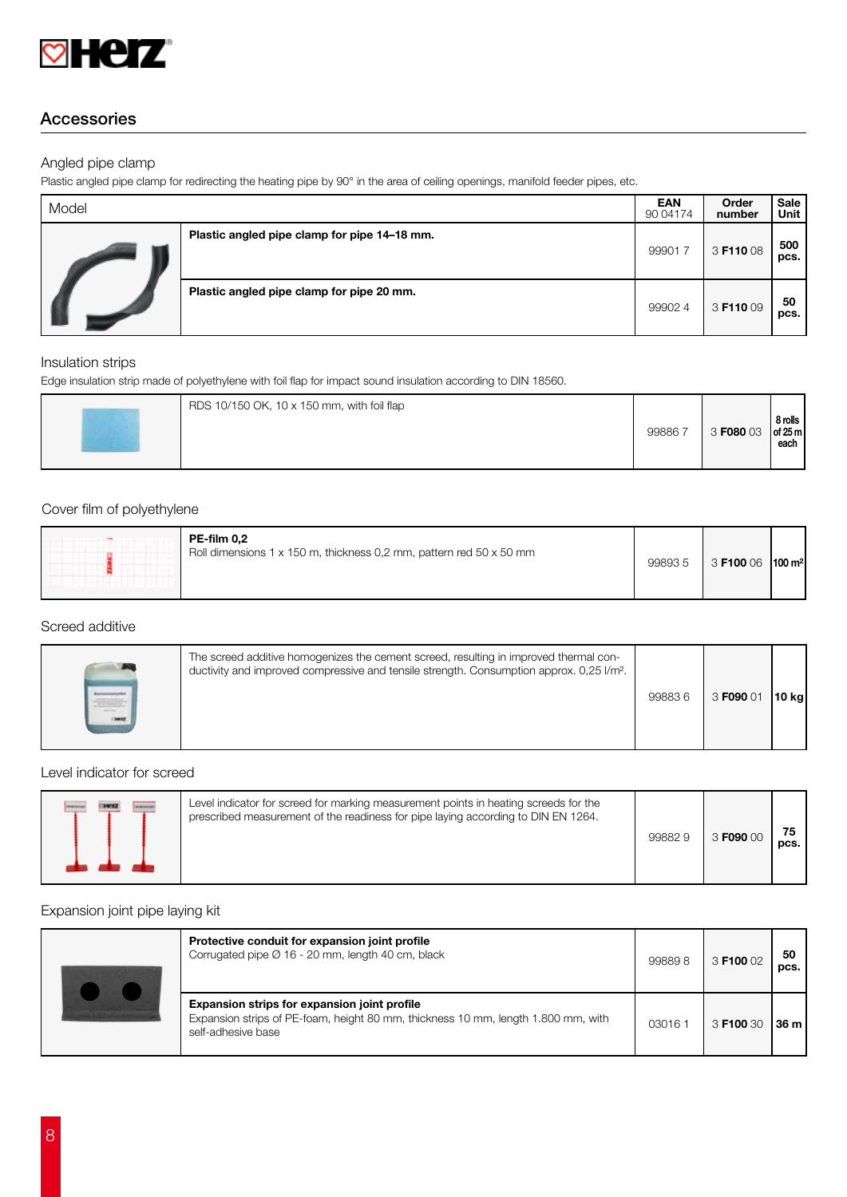## Accessories

### Angled pipe clamp

Plastic angled pipe clamp for redirecting the heating pipe by 90° in the area of ceiling openings, manifold feeder pipes, etc.

| Model | | EAN 90 04174 | Order number | Sale Unit |
|---|---|---|---|---|
| | **Plastic angled pipe clamp for pipe 14–18 mm.** | 99901 7 | 3 **F110** 08 | **500 pcs.** |
| | **Plastic angled pipe clamp for pipe 20 mm.** | 99902 4 | 3 **F110** 09 | **50 pcs.** |

### Insulation strips

Edge insulation strip made of polyethylene with foil flap for impact sound insulation according to DIN 18560.

| | | | | |
|---|---|---|---|---|
| | RDS 10/150 OK, 10 x 150 mm, with foil flap | 99886 7 | 3 **F080** 03 | **8 rolls of 25 m each** |

### Cover film of polyethylene

| | | | | |
|---|---|---|---|---|
| | **PE-film 0,2**<br>Roll dimensions 1 x 150 m, thickness 0,2 mm, pattern red 50 x 50 mm | 99893 5 | 3 **F100** 06 | **100 m²** |

### Screed additive

| | | | | |
|---|---|---|---|---|
| | The screed additive homogenizes the cement screed, resulting in improved thermal conductivity and improved compressive and tensile strength. Consumption approx. 0,25 l/m². | 99883 6 | 3 **F090** 01 | **10 kg** |

### Level indicator for screed

| | | | | |
|---|---|---|---|---|
| | Level indicator for screed for marking measurement points in heating screeds for the prescribed measurement of the readiness for pipe laying according to DIN EN 1264. | 99882 9 | 3 **F090** 00 | **75 pcs.** |

### Expansion joint pipe laying kit

| | | | | |
|---|---|---|---|---|
| | **Protective conduit for expansion joint profile**<br>Corrugated pipe Ø 16 - 20 mm, length 40 cm, black | 99889 8 | 3 **F100** 02 | **50 pcs.** |
| | **Expansion strips for expansion joint profile**<br>Expansion strips of PE-foam, height 80 mm, thickness 10 mm, length 1.800 mm, with self-adhesive base | 03016 1 | 3 **F100** 30 | **36 m** |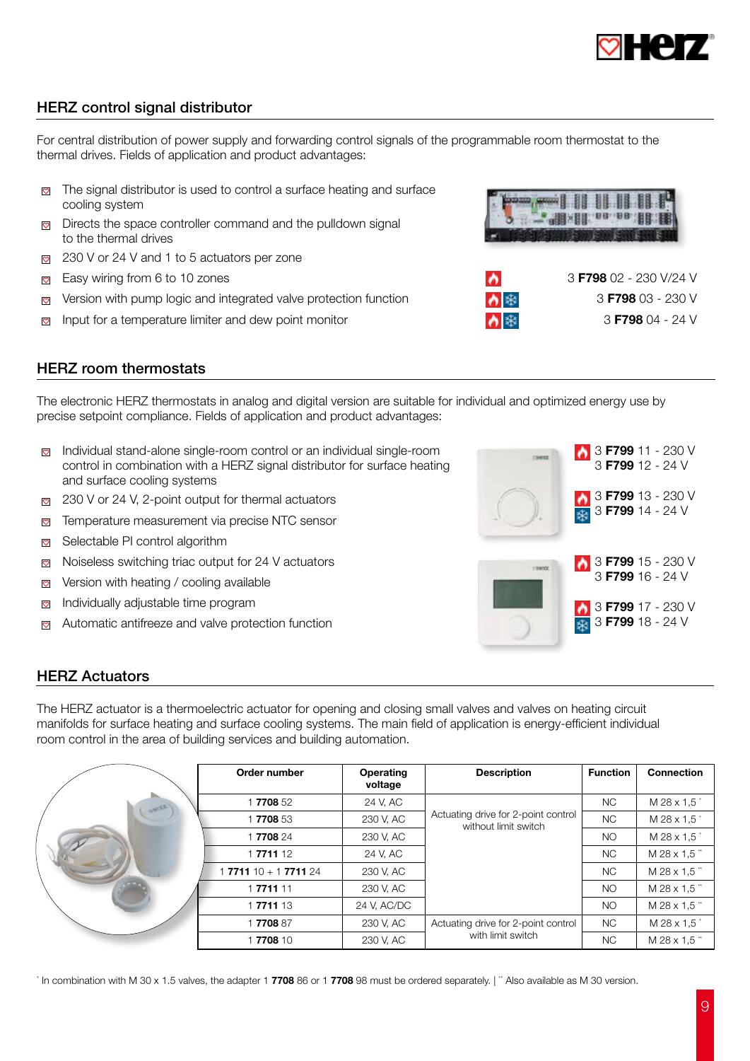## HERZ control signal distributor

For central distribution of power supply and forwarding control signals of the programmable room thermostat to the thermal drives. Fields of application and product advantages:

- The signal distributor is used to control a surface heating and surface cooling system
- Directs the space controller command and the pulldown signal to the thermal drives
- 230 V or 24 V and 1 to 5 actuators per zone
- Easy wiring from 6 to 10 zones
- Version with pump logic and integrated valve protection function
- Input for a temperature limiter and dew point monitor

3 **F798** 02 - 230 V/24 V

3 **F798** 03 - 230 V

3 **F798** 04 - 24 V

## HERZ room thermostats

The electronic HERZ thermostats in analog and digital version are suitable for individual and optimized energy use by precise setpoint compliance. Fields of application and product advantages:

- Individual stand-alone single-room control or an individual single-room control in combination with a HERZ signal distributor for surface heating and surface cooling systems
- 230 V or 24 V, 2-point output for thermal actuators
- Temperature measurement via precise NTC sensor
- Selectable PI control algorithm
- Noiseless switching triac output for 24 V actuators
- Version with heating / cooling available
- Individually adjustable time program
- Automatic antifreeze and valve protection function

3 **F799** 11 - 230 V
3 **F799** 12 - 24 V

3 **F799** 13 - 230 V
3 **F799** 14 - 24 V

3 **F799** 15 - 230 V
3 **F799** 16 - 24 V

3 **F799** 17 - 230 V
3 **F799** 18 - 24 V

## HERZ Actuators

The HERZ actuator is a thermoelectric actuator for opening and closing small valves and valves on heating circuit manifolds for surface heating and surface cooling systems. The main field of application is energy-efficient individual room control in the area of building services and building automation.

| Order number | Operating voltage | Description | Function | Connection |
|---|---|---|---|---|
| 1 **7708** 52 | 24 V, AC | Actuating drive for 2-point control without limit switch | NC | M 28 x 1,5 * |
| 1 **7708** 53 | 230 V, AC | | NC | M 28 x 1,5 * |
| 1 **7708** 24 | 230 V, AC | | NO | M 28 x 1,5 * |
| 1 **7711** 12 | 24 V, AC | | NC | M 28 x 1,5 ** |
| 1 **7711** 10 + 1 **7711** 24 | 230 V, AC | | NC | M 28 x 1,5 ** |
| 1 **7711** 11 | 230 V, AC | | NO | M 28 x 1,5 ** |
| 1 **7711** 13 | 24 V, AC/DC | | NO | M 28 x 1,5 ** |
| 1 **7708** 87 | 230 V, AC | Actuating drive for 2-point control with limit switch | NC | M 28 x 1,5 * |
| 1 **7708** 10 | 230 V, AC | | NC | M 28 x 1,5 ** |

* In combination with M 30 x 1.5 valves, the adapter 1 **7708** 86 or 1 **7708** 98 must be ordered separately. | ** Also available as M 30 version.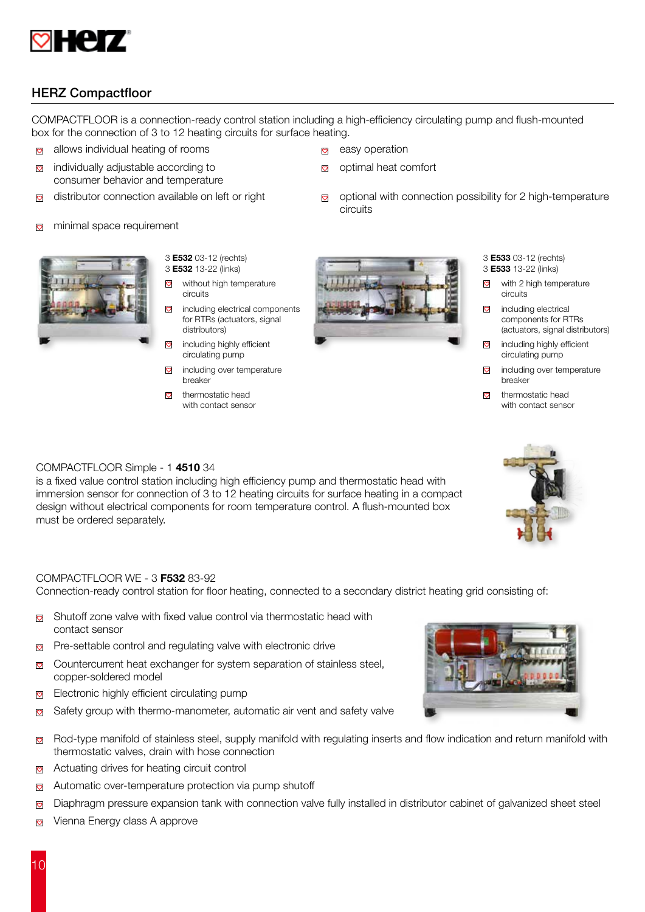## HERZ Compactfloor

COMPACTFLOOR is a connection-ready control station including a high-efficiency circulating pump and flush-mounted box for the connection of 3 to 12 heating circuits for surface heating.

- allows individual heating of rooms
- individually adjustable according to consumer behavior and temperature
- distributor connection available on left or right
- minimal space requirement
- easy operation
- optimal heat comfort
- optional with connection possibility for 2 high-temperature circuits

3 **E532** 03-12 (rechts)
3 **E532** 13-22 (links)

- without high temperature circuits
- including electrical components for RTRs (actuators, signal distributors)
- including highly efficient circulating pump
- including over temperature breaker
- thermostatic head with contact sensor

3 **E533** 03-12 (rechts)
3 **E533** 13-22 (links)

- with 2 high temperature circuits
- including electrical components for RTRs (actuators, signal distributors)
- including highly efficient circulating pump
- including over temperature breaker
- thermostatic head with contact sensor

COMPACTFLOOR Simple - 1 **4510** 34
is a fixed value control station including high efficiency pump and thermostatic head with immersion sensor for connection of 3 to 12 heating circuits for surface heating in a compact design without electrical components for room temperature control. A flush-mounted box must be ordered separately.

COMPACTFLOOR WE - 3 **F532** 83-92
Connection-ready control station for floor heating, connected to a secondary district heating grid consisting of:

- Shutoff zone valve with fixed value control via thermostatic head with contact sensor
- Pre-settable control and regulating valve with electronic drive
- Countercurrent heat exchanger for system separation of stainless steel, copper-soldered model
- Electronic highly efficient circulating pump
- Safety group with thermo-manometer, automatic air vent and safety valve
- Rod-type manifold of stainless steel, supply manifold with regulating inserts and flow indication and return manifold with thermostatic valves, drain with hose connection
- Actuating drives for heating circuit control
- Automatic over-temperature protection via pump shutoff
- Diaphragm pressure expansion tank with connection valve fully installed in distributor cabinet of galvanized sheet steel
- Vienna Energy class A approve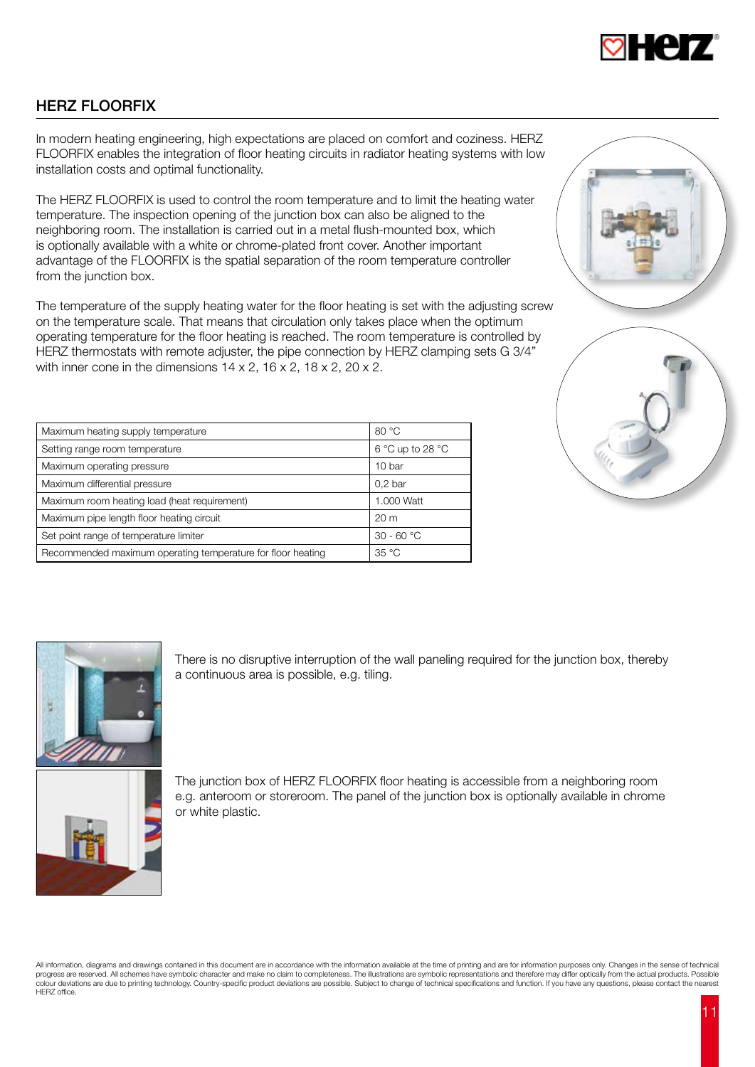## HERZ FLOORFIX

In modern heating engineering, high expectations are placed on comfort and coziness. HERZ FLOORFIX enables the integration of floor heating circuits in radiator heating systems with low installation costs and optimal functionality.

The HERZ FLOORFIX is used to control the room temperature and to limit the heating water temperature. The inspection opening of the junction box can also be aligned to the neighboring room. The installation is carried out in a metal flush-mounted box, which is optionally available with a white or chrome-plated front cover. Another important advantage of the FLOORFIX is the spatial separation of the room temperature controller from the junction box.

The temperature of the supply heating water for the floor heating is set with the adjusting screw on the temperature scale. That means that circulation only takes place when the optimum operating temperature for the floor heating is reached. The room temperature is controlled by HERZ thermostats with remote adjuster, the pipe connection by HERZ clamping sets G 3/4" with inner cone in the dimensions 14 x 2, 16 x 2, 18 x 2, 20 x 2.

| | |
|---|---|
| Maximum heating supply temperature | 80 °C |
| Setting range room temperature | 6 °C up to 28 °C |
| Maximum operating pressure | 10 bar |
| Maximum differential pressure | 0,2 bar |
| Maximum room heating load (heat requirement) | 1.000 Watt |
| Maximum pipe length floor heating circuit | 20 m |
| Set point range of temperature limiter | 30 - 60 °C |
| Recommended maximum operating temperature for floor heating | 35 °C |

There is no disruptive interruption of the wall paneling required for the junction box, thereby a continuous area is possible, e.g. tiling.

The junction box of HERZ FLOORFIX floor heating is accessible from a neighboring room e.g. anteroom or storeroom. The panel of the junction box is optionally available in chrome or white plastic.

All information, diagrams and drawings contained in this document are in accordance with the information available at the time of printing and are for information purposes only. Changes in the sense of technical progress are reserved. All schemes have symbolic character and make no claim to completeness. The illustrations are symbolic representations and therefore may differ optically from the actual products. Possible colour deviations are due to printing technology. Country-specific product deviations are possible. Subject to change of technical specifications and function. If you have any questions, please contact the nearest HERZ office.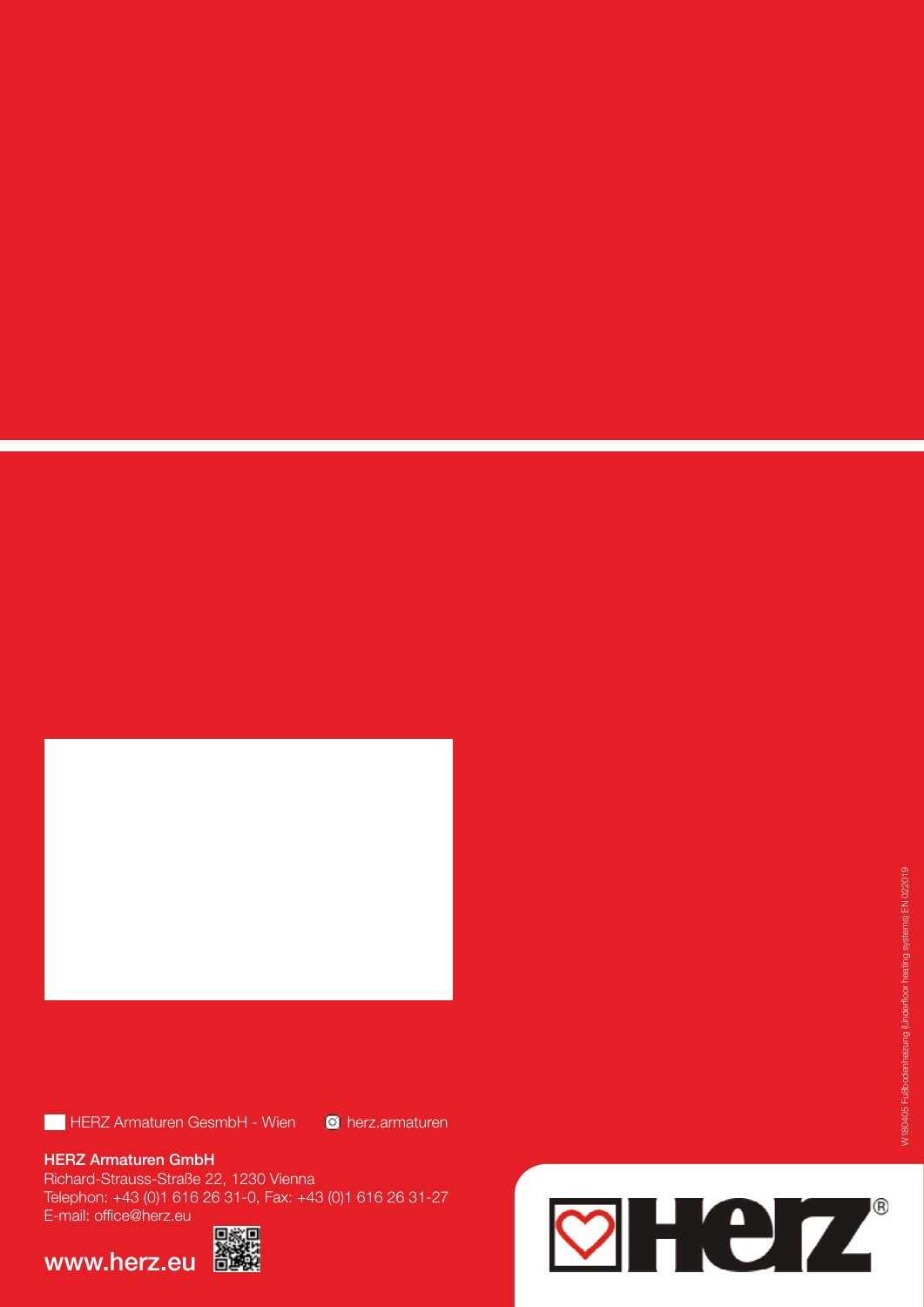HERZ Armaturen GesmbH - Wien herz.armaturen

**HERZ Armaturen GmbH**
Richard-Strauss-Straße 22, 1230 Vienna
Telephon: +43 (0)1 616 26 31-0, Fax: +43 (0)1 616 26 31-27
E-mail: office@herz.eu

**www.herz.eu**

W180405 Fußbodenheizung (Underfloor heating systems) EN 022019